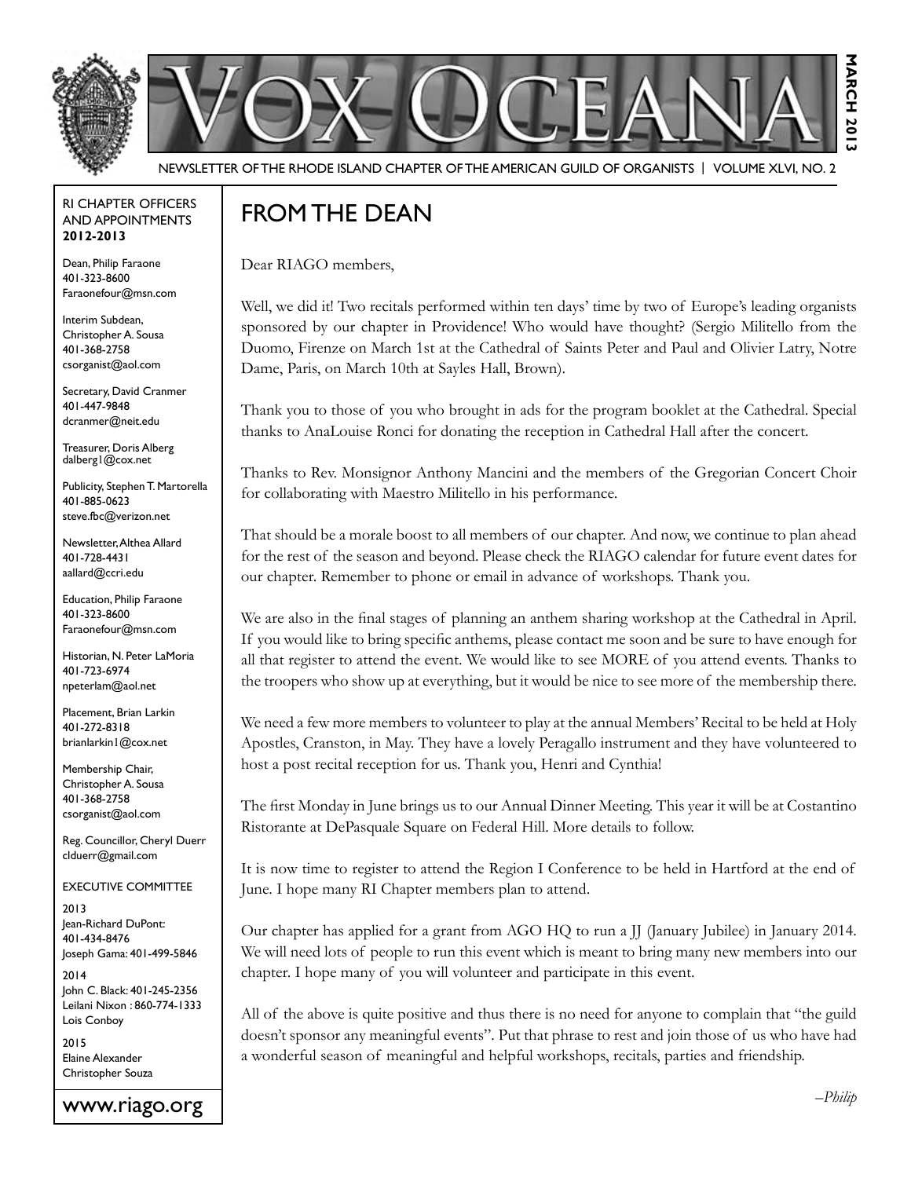# VOX OCEANA

MARCH 2013

NEWSLETTER OF THE RHODE ISLAND CHAPTER OF THE AMERICAN GUILD OF ORGANISTS | VOLUME XLVI, NO. 2

## FROM THE DEAN

Dear RIAGO members,

Well, we did it! Two recitals performed within ten days' time by two of Europe's leading organists sponsored by our chapter in Providence! Who would have thought? (Sergio Militello from the Duomo, Firenze on March 1st at the Cathedral of Saints Peter and Paul and Olivier Latry, Notre Dame, Paris, on March 10th at Sayles Hall, Brown).

Thank you to those of you who brought in ads for the program booklet at the Cathedral. Special thanks to AnaLouise Ronci for donating the reception in Cathedral Hall after the concert.

Thanks to Rev. Monsignor Anthony Mancini and the members of the Gregorian Concert Choir for collaborating with Maestro Militello in his performance.

That should be a morale boost to all members of our chapter. And now, we continue to plan ahead for the rest of the season and beyond. Please check the RIAGO calendar for future event dates for our chapter. Remember to phone or email in advance of workshops. Thank you.

We are also in the final stages of planning an anthem sharing workshop at the Cathedral in April. If you would like to bring specific anthems, please contact me soon and be sure to have enough for all that register to attend the event. We would like to see MORE of you attend events. Thanks to the troopers who show up at everything, but it would be nice to see more of the membership there.

We need a few more members to volunteer to play at the annual Members' Recital to be held at Holy Apostles, Cranston, in May. They have a lovely Peragallo instrument and they have volunteered to host a post recital reception for us. Thank you, Henri and Cynthia!

The first Monday in June brings us to our Annual Dinner Meeting. This year it will be at Costantino Ristorante at DePasquale Square on Federal Hill. More details to follow.

It is now time to register to attend the Region I Conference to be held in Hartford at the end of June. I hope many RI Chapter members plan to attend.

Our chapter has applied for a grant from AGO HQ to run a JJ (January Jubilee) in January 2014. We will need lots of people to run this event which is meant to bring many new members into our chapter. I hope many of you will volunteer and participate in this event.

All of the above is quite positive and thus there is no need for anyone to complain that "the guild doesn't sponsor any meaningful events". Put that phrase to rest and join those of us who have had a wonderful season of meaningful and helpful workshops, recitals, parties and friendship.

*–Philip*

---

RI CHAPTER OFFICERS AND APPOINTMENTS **2012-2013**

Dean, Philip Faraone
401-323-8600
Faraonefour@msn.com

Interim Subdean, Christopher A. Sousa
401-368-2758
csorganist@aol.com

Secretary, David Cranmer
401-447-9848
dcranmer@neit.edu

Treasurer, Doris Alberg
dalberg1@cox.net

Publicity, Stephen T. Martorella
401-885-0623
steve.fbc@verizon.net

Newsletter, Althea Allard
401-728-4431
aallard@ccri.edu

Education, Philip Faraone
401-323-8600
Faraonefour@msn.com

Historian, N. Peter LaMoria
401-723-6974
npeterlam@aol.net

Placement, Brian Larkin
401-272-8318
brianlarkin1@cox.net

Membership Chair, Christopher A. Sousa
401-368-2758
csorganist@aol.com

Reg. Councillor, Cheryl Duerr
clduerr@gmail.com

EXECUTIVE COMMITTEE

2013
Jean-Richard DuPont: 401-434-8476
Joseph Gama: 401-499-5846

2014
John C. Black: 401-245-2356
Leilani Nixon : 860-774-1333
Lois Conboy

2015
Elaine Alexander
Christopher Souza

www.riago.org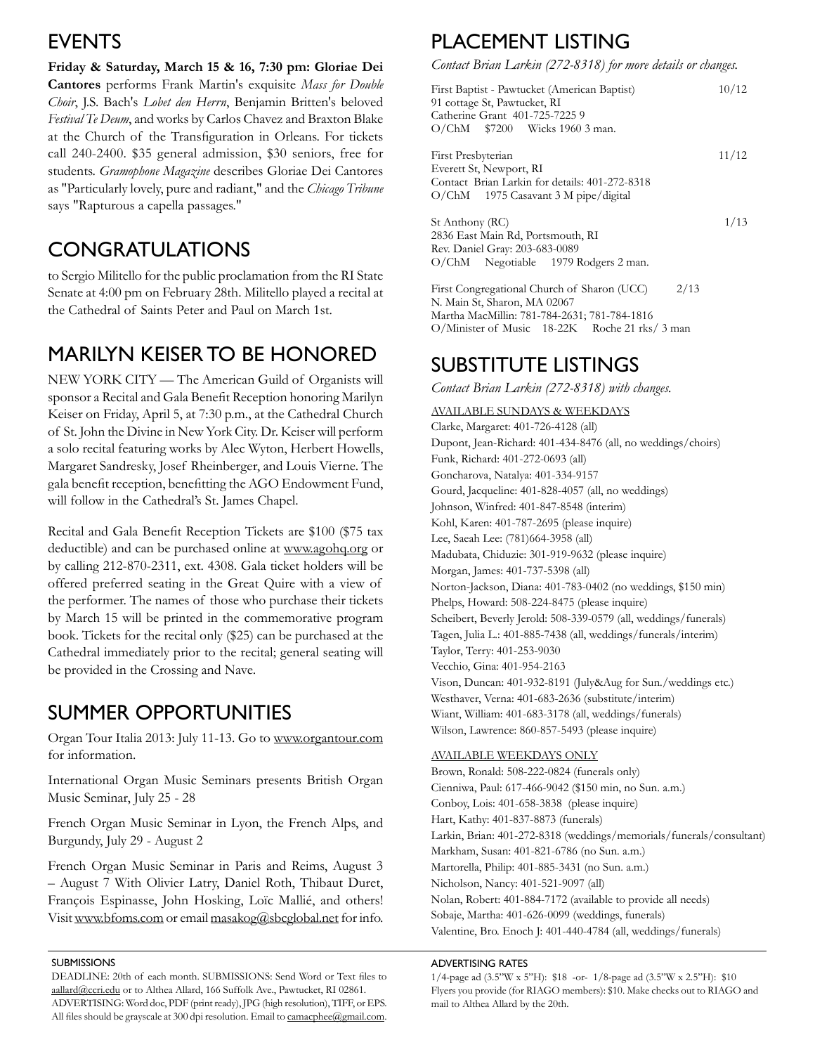## EVENTS

**Friday & Saturday, March 15 & 16, 7:30 pm: Gloriae Dei Cantores** performs Frank Martin's exquisite *Mass for Double Choir*, J.S. Bach's *Lobet den Herrn*, Benjamin Britten's beloved *Festival Te Deum*, and works by Carlos Chavez and Braxton Blake at the Church of the Transfiguration in Orleans. For tickets call 240-2400. $35 general admission, $30 seniors, free for students. *Gramophone Magazine* describes Gloriae Dei Cantores as "Particularly lovely, pure and radiant," and the *Chicago Tribune* says "Rapturous a capella passages."

## CONGRATULATIONS

to Sergio Militello for the public proclamation from the RI State Senate at 4:00 pm on February 28th. Militello played a recital at the Cathedral of Saints Peter and Paul on March 1st.

## MARILYN KEISER TO BE HONORED

NEW YORK CITY — The American Guild of Organists will sponsor a Recital and Gala Benefit Reception honoring Marilyn Keiser on Friday, April 5, at 7:30 p.m., at the Cathedral Church of St. John the Divine in New York City. Dr. Keiser will perform a solo recital featuring works by Alec Wyton, Herbert Howells, Margaret Sandresky, Josef Rheinberger, and Louis Vierne. The gala benefit reception, benefitting the AGO Endowment Fund, will follow in the Cathedral's St. James Chapel.

Recital and Gala Benefit Reception Tickets are $100 ($75 tax deductible) and can be purchased online at www.agohq.org or by calling 212-870-2311, ext. 4308. Gala ticket holders will be offered preferred seating in the Great Quire with a view of the performer. The names of those who purchase their tickets by March 15 will be printed in the commemorative program book. Tickets for the recital only ($25) can be purchased at the Cathedral immediately prior to the recital; general seating will be provided in the Crossing and Nave.

## SUMMER OPPORTUNITIES

Organ Tour Italia 2013: July 11-13. Go to www.organtour.com for information.

International Organ Music Seminars presents British Organ Music Seminar, July 25 - 28

French Organ Music Seminar in Lyon, the French Alps, and Burgundy, July 29 - August 2

French Organ Music Seminar in Paris and Reims, August 3 – August 7 With Olivier Latry, Daniel Roth, Thibaut Duret, François Espinasse, John Hosking, Loïc Mallié, and others! Visit www.bfoms.com or email masakog@sbcglobal.net for info.

## PLACEMENT LISTING

*Contact Brian Larkin (272-8318) for more details or changes.*

First Baptist - Pawtucket (American Baptist) 10/12
91 cottage St, Pawtucket, RI
Catherine Grant 401-725-7225 9
O/ChM $7200 Wicks 1960 3 man.

First Presbyterian 11/12
Everett St, Newport, RI
Contact Brian Larkin for details: 401-272-8318
O/ChM 1975 Casavant 3 M pipe/digital

St Anthony (RC) 1/13
2836 East Main Rd, Portsmouth, RI
Rev. Daniel Gray: 203-683-0089
O/ChM Negotiable 1979 Rodgers 2 man.

First Congregational Church of Sharon (UCC) 2/13
N. Main St, Sharon, MA 02067
Martha MacMillin: 781-784-2631; 781-784-1816
O/Minister of Music 18-22K Roche 21 rks/ 3 man

## SUBSTITUTE LISTINGS

*Contact Brian Larkin (272-8318) with changes.*

AVAILABLE SUNDAYS & WEEKDAYS

Clarke, Margaret: 401-726-4128 (all)
Dupont, Jean-Richard: 401-434-8476 (all, no weddings/choirs)
Funk, Richard: 401-272-0693 (all)
Goncharova, Natalya: 401-334-9157
Gourd, Jacqueline: 401-828-4057 (all, no weddings)
Johnson, Winfred: 401-847-8548 (interim)
Kohl, Karen: 401-787-2695 (please inquire)
Lee, Saeah Lee: (781)664-3958 (all)
Madubata, Chiduzie: 301-919-9632 (please inquire)
Morgan, James: 401-737-5398 (all)
Norton-Jackson, Diana: 401-783-0402 (no weddings, $150 min)
Phelps, Howard: 508-224-8475 (please inquire)
Scheibert, Beverly Jerold: 508-339-0579 (all, weddings/funerals)
Tagen, Julia L.: 401-885-7438 (all, weddings/funerals/interim)
Taylor, Terry: 401-253-9030
Vecchio, Gina: 401-954-2163
Vison, Duncan: 401-932-8191 (July&Aug for Sun./weddings etc.)
Westhaver, Verna: 401-683-2636 (substitute/interim)
Wiant, William: 401-683-3178 (all, weddings/funerals)
Wilson, Lawrence: 860-857-5493 (please inquire)

AVAILABLE WEEKDAYS ONLY

Brown, Ronald: 508-222-0824 (funerals only)
Cienniwa, Paul: 617-466-9042 ($150 min, no Sun. a.m.)
Conboy, Lois: 401-658-3838 (please inquire)
Hart, Kathy: 401-837-8873 (funerals)
Larkin, Brian: 401-272-8318 (weddings/memorials/funerals/consultant)
Markham, Susan: 401-821-6786 (no Sun. a.m.)
Martorella, Philip: 401-885-3431 (no Sun. a.m.)
Nicholson, Nancy: 401-521-9097 (all)
Nolan, Robert: 401-884-7172 (available to provide all needs)
Sobaje, Martha: 401-626-0099 (weddings, funerals)
Valentine, Bro. Enoch J: 401-440-4784 (all, weddings/funerals)

SUBMISSIONS

DEADLINE: 20th of each month. SUBMISSIONS: Send Word or Text files to aallard@ccri.edu or to Althea Allard, 166 Suffolk Ave., Pawtucket, RI 02861. ADVERTISING: Word doc, PDF (print ready), JPG (high resolution), TIFF, or EPS. All files should be grayscale at 300 dpi resolution. Email to camacphee@gmail.com.

ADVERTISING RATES

1/4-page ad (3.5"W x 5"H): $18 -or- 1/8-page ad (3.5"W x 2.5"H): $10
Flyers you provide (for RIAGO members): $10. Make checks out to RIAGO and mail to Althea Allard by the 20th.